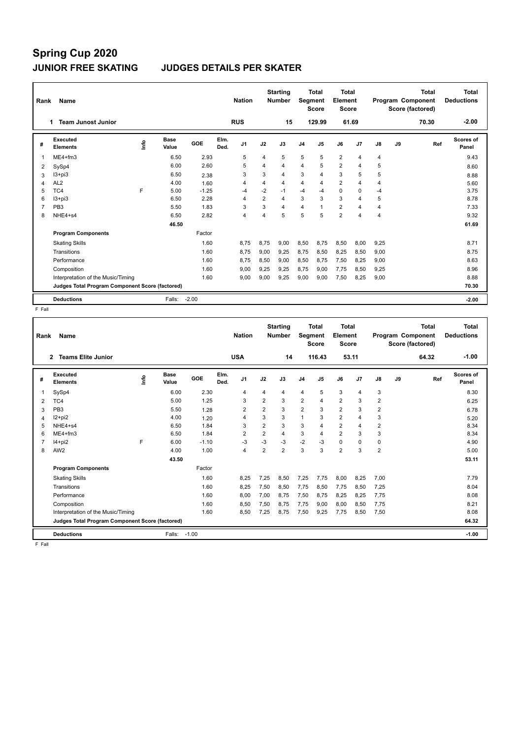# Spring Cup 2020

## JUNIOR FREE SKATING JUDGES DETAILS PER SKATER

| Rank | Name | Nation | Starting Number | Total Segment Score | Total Element Score | Total Program Component Score (factored) | Total Deductions |
|---|---|---|---|---|---|---|---|
| 1 | Team Junost Junior | RUS | 15 | 129.99 | 61.69 | 70.30 | -2.00 |

| # | Executed Elements | Info | Base Value | GOE | Elm. Ded. | J1 | J2 | J3 | J4 | J5 | J6 | J7 | J8 | J9 | Ref | Scores of Panel |
|---|---|---|---|---|---|---|---|---|---|---|---|---|---|---|---|---|
| 1 | ME4+fm3 | | 6.50 | 2.93 | | 5 | 4 | 5 | 5 | 5 | 2 | 4 | 4 | | | 9.43 |
| 2 | SySp4 | | 6.00 | 2.60 | | 5 | 4 | 4 | 4 | 5 | 2 | 4 | 5 | | | 8.60 |
| 3 | I3+pi3 | | 6.50 | 2.38 | | 3 | 3 | 4 | 3 | 4 | 3 | 5 | 5 | | | 8.88 |
| 4 | AL2 | | 4.00 | 1.60 | | 4 | 4 | 4 | 4 | 4 | 2 | 4 | 4 | | | 5.60 |
| 5 | TC4 | F | 5.00 | -1.25 | | -4 | -2 | -1 | -4 | -4 | 0 | 0 | -4 | | | 3.75 |
| 6 | I3+pi3 | | 6.50 | 2.28 | | 4 | 2 | 4 | 3 | 3 | 3 | 4 | 5 | | | 8.78 |
| 7 | PB3 | | 5.50 | 1.83 | | 3 | 3 | 4 | 4 | 1 | 2 | 4 | 4 | | | 7.33 |
| 8 | NHE4+s4 | | 6.50 | 2.82 | | 4 | 4 | 5 | 5 | 5 | 2 | 4 | 4 | | | 9.32 |
| | | | 46.50 | | | | | | | | | | | | | 61.69 |
| | **Program Components** | | | Factor | | | | | | | | | | | | |
| | Skating Skills | | | 1.60 | | 8,75 | 8,75 | 9,00 | 8,50 | 8,75 | 8,50 | 8,00 | 9,25 | | | 8.71 |
| | Transitions | | | 1.60 | | 8,75 | 9,00 | 9,25 | 8,75 | 8,50 | 8,25 | 8,50 | 9,00 | | | 8.75 |
| | Performance | | | 1.60 | | 8,75 | 8,50 | 9,00 | 8,50 | 8,75 | 7,50 | 8,25 | 9,00 | | | 8.63 |
| | Composition | | | 1.60 | | 9,00 | 9,25 | 9,25 | 8,75 | 9,00 | 7,75 | 8,50 | 9,25 | | | 8.96 |
| | Interpretation of the Music/Timing | | | 1.60 | | 9,00 | 9,00 | 9,25 | 9,00 | 9,00 | 7,50 | 8,25 | 9,00 | | | 8.88 |
| | **Judges Total Program Component Score (factored)** | | | | | | | | | | | | | | | 70.30 |
| | **Deductions** | | Falls: | -2.00 | | | | | | | | | | | | -2.00 |

F Fall

| Rank | Name | Nation | Starting Number | Total Segment Score | Total Element Score | Total Program Component Score (factored) | Total Deductions |
|---|---|---|---|---|---|---|---|
| 2 | Teams Elite Junior | USA | 14 | 116.43 | 53.11 | 64.32 | -1.00 |

| # | Executed Elements | Info | Base Value | GOE | Elm. Ded. | J1 | J2 | J3 | J4 | J5 | J6 | J7 | J8 | J9 | Ref | Scores of Panel |
|---|---|---|---|---|---|---|---|---|---|---|---|---|---|---|---|---|
| 1 | SySp4 | | 6.00 | 2.30 | | 4 | 4 | 4 | 4 | 5 | 3 | 4 | 3 | | | 8.30 |
| 2 | TC4 | | 5.00 | 1.25 | | 3 | 2 | 3 | 2 | 4 | 2 | 3 | 2 | | | 6.25 |
| 3 | PB3 | | 5.50 | 1.28 | | 2 | 2 | 3 | 2 | 3 | 2 | 3 | 2 | | | 6.78 |
| 4 | I2+pi2 | | 4.00 | 1.20 | | 4 | 3 | 3 | 1 | 3 | 2 | 4 | 3 | | | 5.20 |
| 5 | NHE4+s4 | | 6.50 | 1.84 | | 3 | 2 | 3 | 3 | 4 | 2 | 4 | 2 | | | 8.34 |
| 6 | ME4+fm3 | | 6.50 | 1.84 | | 2 | 2 | 4 | 3 | 4 | 2 | 3 | 3 | | | 8.34 |
| 7 | I4+pi2 | F | 6.00 | -1.10 | | -3 | -3 | -3 | -2 | -3 | 0 | 0 | 0 | | | 4.90 |
| 8 | AW2 | | 4.00 | 1.00 | | 4 | 2 | 2 | 3 | 3 | 2 | 3 | 2 | | | 5.00 |
| | | | 43.50 | | | | | | | | | | | | | 53.11 |
| | **Program Components** | | | Factor | | | | | | | | | | | | |
| | Skating Skills | | | 1.60 | | 8,25 | 7,25 | 8,50 | 7,25 | 7,75 | 8,00 | 8,25 | 7,00 | | | 7.79 |
| | Transitions | | | 1.60 | | 8,25 | 7,50 | 8,50 | 7,75 | 8,50 | 7,75 | 8,50 | 7,25 | | | 8.04 |
| | Performance | | | 1.60 | | 8,00 | 7,00 | 8,75 | 7,50 | 8,75 | 8,25 | 8,25 | 7,75 | | | 8.08 |
| | Composition | | | 1.60 | | 8,50 | 7,50 | 8,75 | 7,75 | 9,00 | 8,00 | 8,50 | 7,75 | | | 8.21 |
| | Interpretation of the Music/Timing | | | 1.60 | | 8,50 | 7,25 | 8,75 | 7,50 | 9,25 | 7,75 | 8,50 | 7,50 | | | 8.08 |
| | **Judges Total Program Component Score (factored)** | | | | | | | | | | | | | | | 64.32 |
| | **Deductions** | | Falls: | -1.00 | | | | | | | | | | | | -1.00 |

F Fall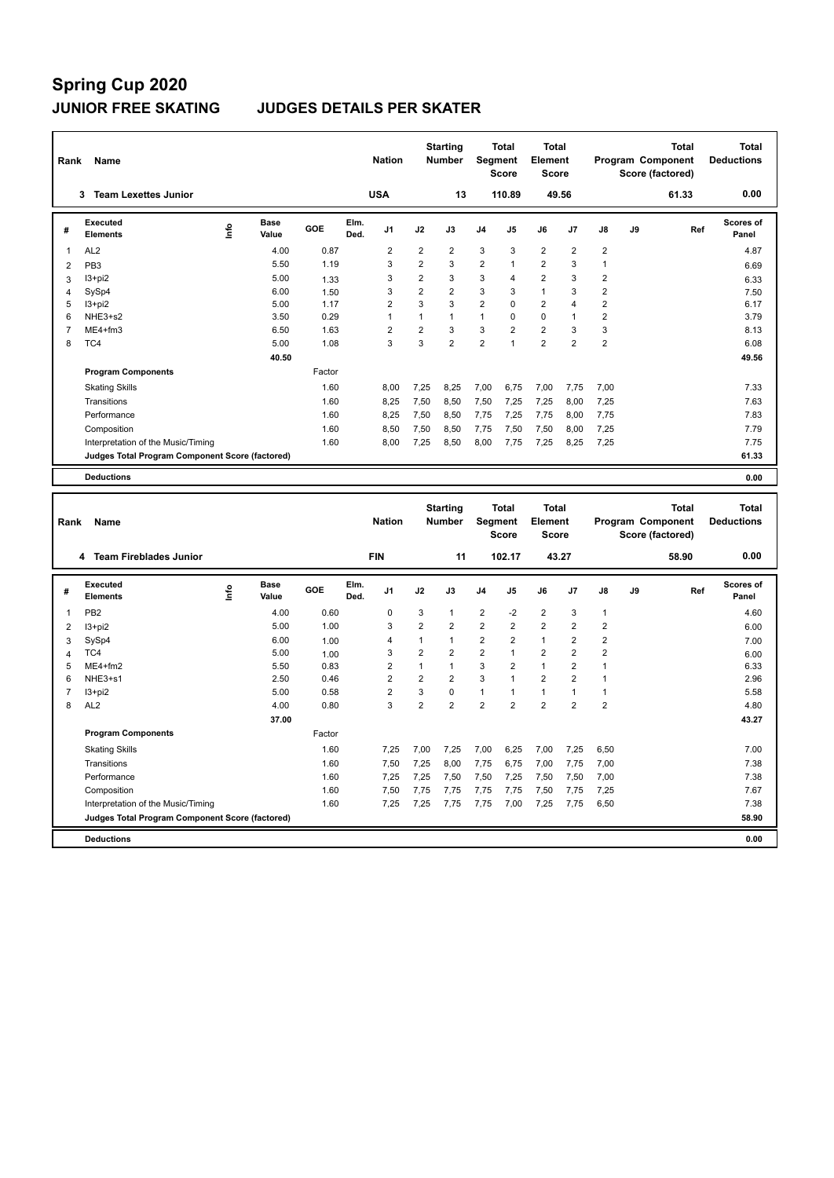# Spring Cup 2020

## JUNIOR FREE SKATING JUDGES DETAILS PER SKATER

| Rank | Name | Nation | Starting Number | Total Segment Score | Total Element Score | Total Program Component Score (factored) | Total Deductions |
|---|---|---|---|---|---|---|---|
| 3 | Team Lexettes Junior | USA | 13 | 110.89 | 49.56 | 61.33 | 0.00 |

| # | Executed Elements | Info | Base Value | GOE | Elm. Ded. | J1 | J2 | J3 | J4 | J5 | J6 | J7 | J8 | J9 | Ref | Scores of Panel |
|---|---|---|---|---|---|---|---|---|---|---|---|---|---|---|---|---|
| 1 | AL2 | | 4.00 | 0.87 | | 2 | 2 | 2 | 3 | 3 | 2 | 2 | 2 | | | 4.87 |
| 2 | PB3 | | 5.50 | 1.19 | | 3 | 2 | 3 | 2 | 1 | 2 | 3 | 1 | | | 6.69 |
| 3 | I3+pi2 | | 5.00 | 1.33 | | 3 | 2 | 3 | 3 | 4 | 2 | 3 | 2 | | | 6.33 |
| 4 | SySp4 | | 6.00 | 1.50 | | 3 | 2 | 2 | 3 | 3 | 1 | 3 | 2 | | | 7.50 |
| 5 | I3+pi2 | | 5.00 | 1.17 | | 2 | 3 | 3 | 2 | 0 | 2 | 4 | 2 | | | 6.17 |
| 6 | NHE3+s2 | | 3.50 | 0.29 | | 1 | 1 | 1 | 1 | 0 | 0 | 1 | 2 | | | 3.79 |
| 7 | ME4+fm3 | | 6.50 | 1.63 | | 2 | 2 | 3 | 3 | 2 | 2 | 3 | 3 | | | 8.13 |
| 8 | TC4 | | 5.00 | 1.08 | | 3 | 3 | 2 | 2 | 1 | 2 | 2 | 2 | | | 6.08 |
| | | | 40.50 | | | | | | | | | | | | | 49.56 |
| | **Program Components** | | | Factor | | | | | | | | | | | | |
| | Skating Skills | | | 1.60 | | 8,00 | 7,25 | 8,25 | 7,00 | 6,75 | 7,00 | 7,75 | 7,00 | | | 7.33 |
| | Transitions | | | 1.60 | | 8,25 | 7,50 | 8,50 | 7,50 | 7,25 | 7,25 | 8,00 | 7,25 | | | 7.63 |
| | Performance | | | 1.60 | | 8,25 | 7,50 | 8,50 | 7,75 | 7,25 | 7,75 | 8,00 | 7,75 | | | 7.83 |
| | Composition | | | 1.60 | | 8,50 | 7,50 | 8,50 | 7,75 | 7,50 | 7,50 | 8,00 | 7,25 | | | 7.79 |
| | Interpretation of the Music/Timing | | | 1.60 | | 8,00 | 7,25 | 8,50 | 8,00 | 7,75 | 7,25 | 8,25 | 7,25 | | | 7.75 |
| | **Judges Total Program Component Score (factored)** | | | | | | | | | | | | | | | 61.33 |
| | **Deductions** | | | | | | | | | | | | | | | 0.00 |

| Rank | Name | Nation | Starting Number | Total Segment Score | Total Element Score | Total Program Component Score (factored) | Total Deductions |
|---|---|---|---|---|---|---|---|
| 4 | Team Fireblades Junior | FIN | 11 | 102.17 | 43.27 | 58.90 | 0.00 |

| # | Executed Elements | Info | Base Value | GOE | Elm. Ded. | J1 | J2 | J3 | J4 | J5 | J6 | J7 | J8 | J9 | Ref | Scores of Panel |
|---|---|---|---|---|---|---|---|---|---|---|---|---|---|---|---|---|
| 1 | PB2 | | 4.00 | 0.60 | | 0 | 3 | 1 | 2 | -2 | 2 | 3 | 1 | | | 4.60 |
| 2 | I3+pi2 | | 5.00 | 1.00 | | 3 | 2 | 2 | 2 | 2 | 2 | 2 | 2 | | | 6.00 |
| 3 | SySp4 | | 6.00 | 1.00 | | 4 | 1 | 1 | 2 | 2 | 1 | 2 | 2 | | | 7.00 |
| 4 | TC4 | | 5.00 | 1.00 | | 3 | 2 | 2 | 2 | 1 | 2 | 2 | 2 | | | 6.00 |
| 5 | ME4+fm2 | | 5.50 | 0.83 | | 2 | 1 | 1 | 3 | 2 | 1 | 2 | 1 | | | 6.33 |
| 6 | NHE3+s1 | | 2.50 | 0.46 | | 2 | 2 | 2 | 3 | 1 | 2 | 2 | 1 | | | 2.96 |
| 7 | I3+pi2 | | 5.00 | 0.58 | | 2 | 3 | 0 | 1 | 1 | 1 | 1 | 1 | | | 5.58 |
| 8 | AL2 | | 4.00 | 0.80 | | 3 | 2 | 2 | 2 | 2 | 2 | 2 | 2 | | | 4.80 |
| | | | 37.00 | | | | | | | | | | | | | 43.27 |
| | **Program Components** | | | Factor | | | | | | | | | | | | |
| | Skating Skills | | | 1.60 | | 7,25 | 7,00 | 7,25 | 7,00 | 6,25 | 7,00 | 7,25 | 6,50 | | | 7.00 |
| | Transitions | | | 1.60 | | 7,50 | 7,25 | 8,00 | 7,75 | 6,75 | 7,00 | 7,75 | 7,00 | | | 7.38 |
| | Performance | | | 1.60 | | 7,25 | 7,25 | 7,50 | 7,50 | 7,25 | 7,50 | 7,50 | 7,00 | | | 7.38 |
| | Composition | | | 1.60 | | 7,50 | 7,75 | 7,75 | 7,75 | 7,75 | 7,50 | 7,75 | 7,25 | | | 7.67 |
| | Interpretation of the Music/Timing | | | 1.60 | | 7,25 | 7,25 | 7,75 | 7,75 | 7,00 | 7,25 | 7,75 | 6,50 | | | 7.38 |
| | **Judges Total Program Component Score (factored)** | | | | | | | | | | | | | | | 58.90 |
| | **Deductions** | | | | | | | | | | | | | | | 0.00 |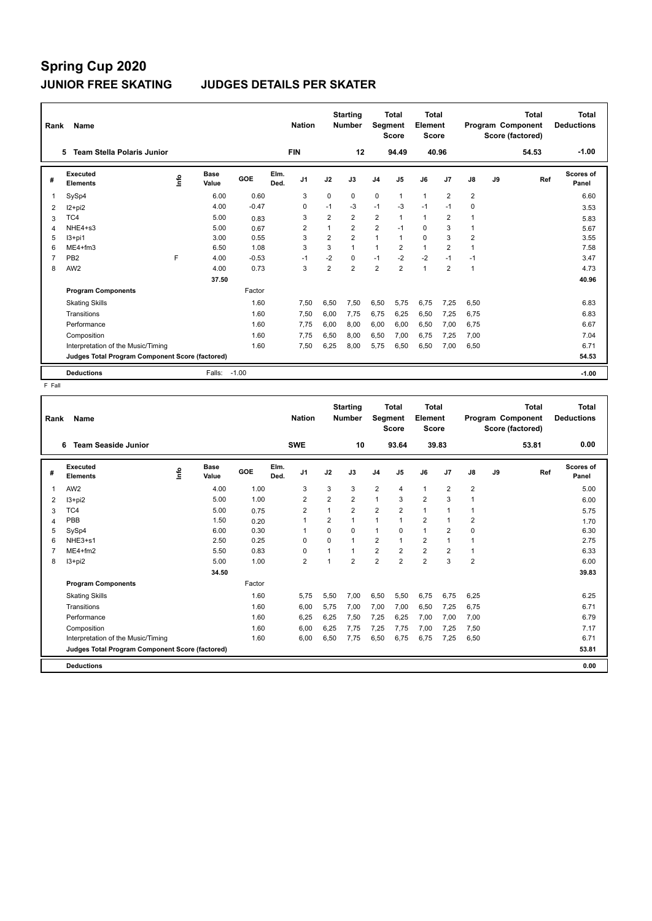# Spring Cup 2020

## JUNIOR FREE SKATING JUDGES DETAILS PER SKATER

| Rank | Name | Nation | Starting Number | Total Segment Score | Total Element Score | Total Program Component Score (factored) | Total Deductions |
|---|---|---|---|---|---|---|---|
| 5 | Team Stella Polaris Junior | FIN | 12 | 94.49 | 40.96 | 54.53 | -1.00 |

| # | Executed Elements | Info | Base Value | GOE | Elm. Ded. | J1 | J2 | J3 | J4 | J5 | J6 | J7 | J8 | J9 | Ref | Scores of Panel |
|---|---|---|---|---|---|---|---|---|---|---|---|---|---|---|---|---|
| 1 | SySp4 | | 6.00 | 0.60 | | 3 | 0 | 0 | 0 | 1 | 1 | 2 | 2 | | | 6.60 |
| 2 | I2+pi2 | | 4.00 | -0.47 | | 0 | -1 | -3 | -1 | -3 | -1 | -1 | 0 | | | 3.53 |
| 3 | TC4 | | 5.00 | 0.83 | | 3 | 2 | 2 | 2 | 1 | 1 | 2 | 1 | | | 5.83 |
| 4 | NHE4+s3 | | 5.00 | 0.67 | | 2 | 1 | 2 | 2 | -1 | 0 | 3 | 1 | | | 5.67 |
| 5 | I3+pi1 | | 3.00 | 0.55 | | 3 | 2 | 2 | 1 | 1 | 0 | 3 | 2 | | | 3.55 |
| 6 | ME4+fm3 | | 6.50 | 1.08 | | 3 | 3 | 1 | 1 | 2 | 1 | 2 | 1 | | | 7.58 |
| 7 | PB2 | F | 4.00 | -0.53 | | -1 | -2 | 0 | -1 | -2 | -2 | -1 | -1 | | | 3.47 |
| 8 | AW2 | | 4.00 | 0.73 | | 3 | 2 | 2 | 2 | 2 | 1 | 2 | 1 | | | 4.73 |
| | | | 37.50 | | | | | | | | | | | | | 40.96 |
| | **Program Components** | | | Factor | | | | | | | | | | | | |
| | Skating Skills | | | 1.60 | | 7,50 | 6,50 | 7,50 | 6,50 | 5,75 | 6,75 | 7,25 | 6,50 | | | 6.83 |
| | Transitions | | | 1.60 | | 7,50 | 6,00 | 7,75 | 6,75 | 6,25 | 6,50 | 7,25 | 6,75 | | | 6.83 |
| | Performance | | | 1.60 | | 7,75 | 6,00 | 8,00 | 6,00 | 6,00 | 6,50 | 7,00 | 6,75 | | | 6.67 |
| | Composition | | | 1.60 | | 7,75 | 6,50 | 8,00 | 6,50 | 7,00 | 6,75 | 7,25 | 7,00 | | | 7.04 |
| | Interpretation of the Music/Timing | | | 1.60 | | 7,50 | 6,25 | 8,00 | 5,75 | 6,50 | 6,50 | 7,00 | 6,50 | | | 6.71 |
| | **Judges Total Program Component Score (factored)** | | | | | | | | | | | | | | | 54.53 |
| | **Deductions** | | Falls: | -1.00 | | | | | | | | | | | | -1.00 |

F Fall

| Rank | Name | Nation | Starting Number | Total Segment Score | Total Element Score | Total Program Component Score (factored) | Total Deductions |
|---|---|---|---|---|---|---|---|
| 6 | Team Seaside Junior | SWE | 10 | 93.64 | 39.83 | 53.81 | 0.00 |

| # | Executed Elements | Info | Base Value | GOE | Elm. Ded. | J1 | J2 | J3 | J4 | J5 | J6 | J7 | J8 | J9 | Ref | Scores of Panel |
|---|---|---|---|---|---|---|---|---|---|---|---|---|---|---|---|---|
| 1 | AW2 | | 4.00 | 1.00 | | 3 | 3 | 3 | 2 | 4 | 1 | 2 | 2 | | | 5.00 |
| 2 | I3+pi2 | | 5.00 | 1.00 | | 2 | 2 | 2 | 1 | 3 | 2 | 3 | 1 | | | 6.00 |
| 3 | TC4 | | 5.00 | 0.75 | | 2 | 1 | 2 | 2 | 2 | 1 | 1 | 1 | | | 5.75 |
| 4 | PBB | | 1.50 | 0.20 | | 1 | 2 | 1 | 1 | 1 | 2 | 1 | 2 | | | 1.70 |
| 5 | SySp4 | | 6.00 | 0.30 | | 1 | 0 | 0 | 1 | 0 | 1 | 2 | 0 | | | 6.30 |
| 6 | NHE3+s1 | | 2.50 | 0.25 | | 0 | 0 | 1 | 2 | 1 | 2 | 1 | 1 | | | 2.75 |
| 7 | ME4+fm2 | | 5.50 | 0.83 | | 0 | 1 | 1 | 2 | 2 | 2 | 2 | 1 | | | 6.33 |
| 8 | I3+pi2 | | 5.00 | 1.00 | | 2 | 1 | 2 | 2 | 2 | 2 | 3 | 2 | | | 6.00 |
| | | | 34.50 | | | | | | | | | | | | | 39.83 |
| | **Program Components** | | | Factor | | | | | | | | | | | | |
| | Skating Skills | | | 1.60 | | 5,75 | 5,50 | 7,00 | 6,50 | 5,50 | 6,75 | 6,75 | 6,25 | | | 6.25 |
| | Transitions | | | 1.60 | | 6,00 | 5,75 | 7,00 | 7,00 | 7,00 | 6,50 | 7,25 | 6,75 | | | 6.71 |
| | Performance | | | 1.60 | | 6,25 | 6,25 | 7,50 | 7,25 | 6,25 | 7,00 | 7,00 | 7,00 | | | 6.79 |
| | Composition | | | 1.60 | | 6,00 | 6,25 | 7,75 | 7,25 | 7,75 | 7,00 | 7,25 | 7,50 | | | 7.17 |
| | Interpretation of the Music/Timing | | | 1.60 | | 6,00 | 6,50 | 7,75 | 6,50 | 6,75 | 6,75 | 7,25 | 6,50 | | | 6.71 |
| | **Judges Total Program Component Score (factored)** | | | | | | | | | | | | | | | 53.81 |
| | **Deductions** | | | | | | | | | | | | | | | 0.00 |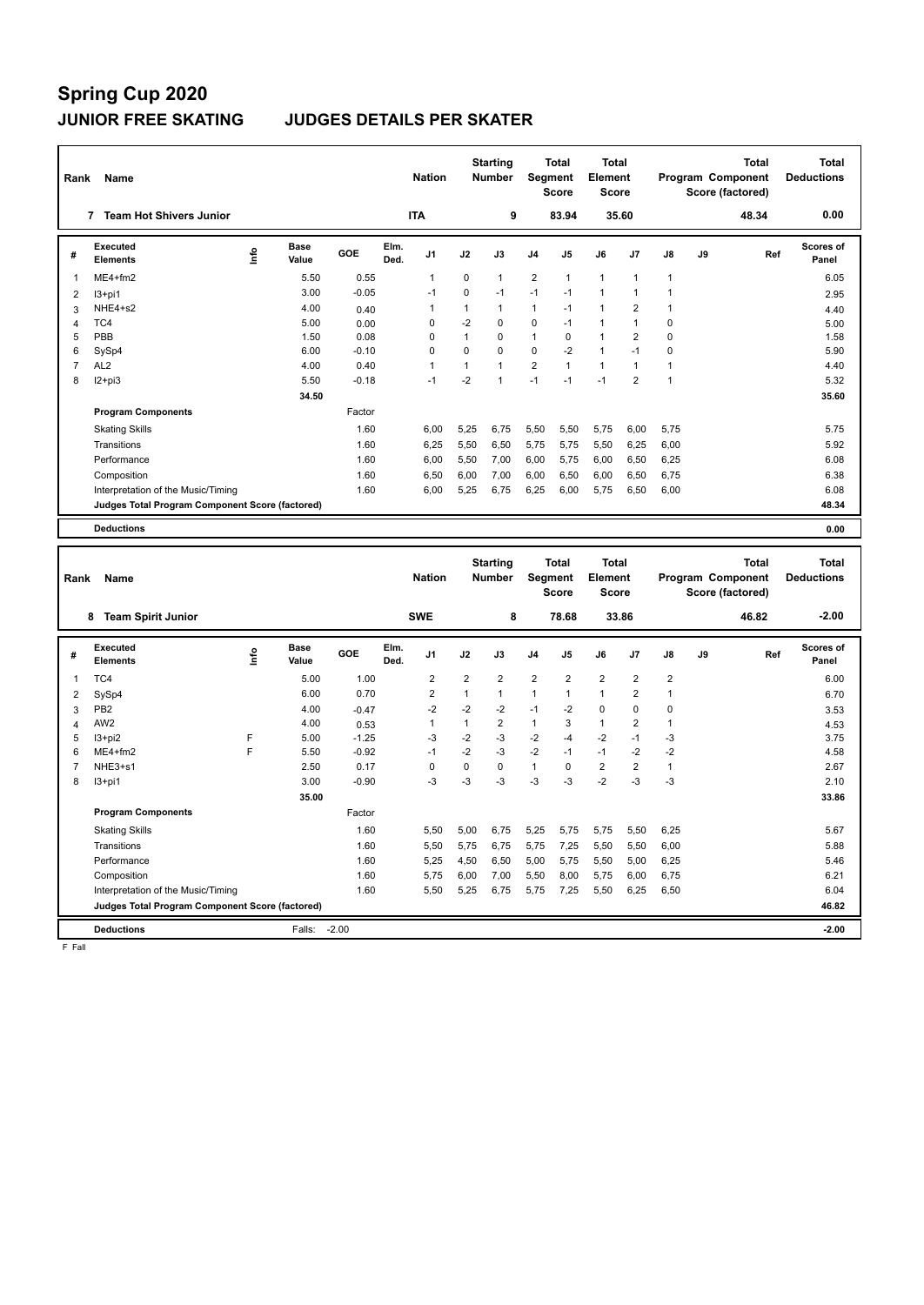# Spring Cup 2020

## JUNIOR FREE SKATING JUDGES DETAILS PER SKATER

| Rank | Name | Nation | Starting Number | Total Segment Score | Total Element Score | Total Program Component Score (factored) | Total Deductions |
|---|---|---|---|---|---|---|---|
| 7 | Team Hot Shivers Junior | ITA | 9 | 83.94 | 35.60 | 48.34 | 0.00 |

| # | Executed Elements | Info | Base Value | GOE | Elm. Ded. | J1 | J2 | J3 | J4 | J5 | J6 | J7 | J8 | J9 | Ref | Scores of Panel |
|---|---|---|---|---|---|---|---|---|---|---|---|---|---|---|---|---|
| 1 | ME4+fm2 | | 5.50 | 0.55 | | 1 | 0 | 1 | 2 | 1 | 1 | 1 | 1 | | | 6.05 |
| 2 | I3+pi1 | | 3.00 | -0.05 | | -1 | 0 | -1 | -1 | -1 | 1 | 1 | 1 | | | 2.95 |
| 3 | NHE4+s2 | | 4.00 | 0.40 | | 1 | 1 | 1 | 1 | -1 | 1 | 2 | 1 | | | 4.40 |
| 4 | TC4 | | 5.00 | 0.00 | | 0 | -2 | 0 | 0 | -1 | 1 | 1 | 0 | | | 5.00 |
| 5 | PBB | | 1.50 | 0.08 | | 0 | 1 | 0 | 1 | 0 | 1 | 2 | 0 | | | 1.58 |
| 6 | SySp4 | | 6.00 | -0.10 | | 0 | 0 | 0 | 0 | -2 | 1 | -1 | 0 | | | 5.90 |
| 7 | AL2 | | 4.00 | 0.40 | | 1 | 1 | 1 | 2 | 1 | 1 | 1 | 1 | | | 4.40 |
| 8 | I2+pi3 | | 5.50 | -0.18 | | -1 | -2 | 1 | -1 | -1 | -1 | 2 | 1 | | | 5.32 |
| | | | 34.50 | | | | | | | | | | | | | 35.60 |

| Program Components | Factor | J1 | J2 | J3 | J4 | J5 | J6 | J7 | J8 | J9 | Scores of Panel |
|---|---|---|---|---|---|---|---|---|---|---|---|
| Skating Skills | 1.60 | 6,00 | 5,25 | 6,75 | 5,50 | 5,50 | 5,75 | 6,00 | 5,75 | | 5.75 |
| Transitions | 1.60 | 6,25 | 5,50 | 6,50 | 5,75 | 5,75 | 5,50 | 6,25 | 6,00 | | 5.92 |
| Performance | 1.60 | 6,00 | 5,50 | 7,00 | 6,00 | 5,75 | 6,00 | 6,50 | 6,25 | | 6.08 |
| Composition | 1.60 | 6,50 | 6,00 | 7,00 | 6,00 | 6,50 | 6,00 | 6,50 | 6,75 | | 6.38 |
| Interpretation of the Music/Timing | 1.60 | 6,00 | 5,25 | 6,75 | 6,25 | 6,00 | 5,75 | 6,50 | 6,00 | | 6.08 |
| Judges Total Program Component Score (factored) | | | | | | | | | | | 48.34 |

| Deductions | | 0.00 |
|---|---|---|

| Rank | Name | Nation | Starting Number | Total Segment Score | Total Element Score | Total Program Component Score (factored) | Total Deductions |
|---|---|---|---|---|---|---|---|
| 8 | Team Spirit Junior | SWE | 8 | 78.68 | 33.86 | 46.82 | -2.00 |

| # | Executed Elements | Info | Base Value | GOE | Elm. Ded. | J1 | J2 | J3 | J4 | J5 | J6 | J7 | J8 | J9 | Ref | Scores of Panel |
|---|---|---|---|---|---|---|---|---|---|---|---|---|---|---|---|---|
| 1 | TC4 | | 5.00 | 1.00 | | 2 | 2 | 2 | 2 | 2 | 2 | 2 | 2 | | | 6.00 |
| 2 | SySp4 | | 6.00 | 0.70 | | 2 | 1 | 1 | 1 | 1 | 1 | 2 | 1 | | | 6.70 |
| 3 | PB2 | | 4.00 | -0.47 | | -2 | -2 | -2 | -1 | -2 | 0 | 0 | 0 | | | 3.53 |
| 4 | AW2 | | 4.00 | 0.53 | | 1 | 1 | 2 | 1 | 3 | 1 | 2 | 1 | | | 4.53 |
| 5 | I3+pi2 | F | 5.00 | -1.25 | | -3 | -2 | -3 | -2 | -4 | -2 | -1 | -3 | | | 3.75 |
| 6 | ME4+fm2 | F | 5.50 | -0.92 | | -1 | -2 | -3 | -2 | -1 | -1 | -2 | -2 | | | 4.58 |
| 7 | NHE3+s1 | | 2.50 | 0.17 | | 0 | 0 | 0 | 1 | 0 | 2 | 2 | 1 | | | 2.67 |
| 8 | I3+pi1 | | 3.00 | -0.90 | | -3 | -3 | -3 | -3 | -3 | -2 | -3 | -3 | | | 2.10 |
| | | | 35.00 | | | | | | | | | | | | | 33.86 |

| Program Components | Factor | J1 | J2 | J3 | J4 | J5 | J6 | J7 | J8 | J9 | Scores of Panel |
|---|---|---|---|---|---|---|---|---|---|---|---|
| Skating Skills | 1.60 | 5,50 | 5,00 | 6,75 | 5,25 | 5,75 | 5,75 | 5,50 | 6,25 | | 5.67 |
| Transitions | 1.60 | 5,50 | 5,75 | 6,75 | 5,75 | 7,25 | 5,50 | 5,50 | 6,00 | | 5.88 |
| Performance | 1.60 | 5,25 | 4,50 | 6,50 | 5,00 | 5,75 | 5,50 | 5,00 | 6,25 | | 5.46 |
| Composition | 1.60 | 5,75 | 6,00 | 7,00 | 5,50 | 8,00 | 5,75 | 6,00 | 6,75 | | 6.21 |
| Interpretation of the Music/Timing | 1.60 | 5,50 | 5,25 | 6,75 | 5,75 | 7,25 | 5,50 | 6,25 | 6,50 | | 6.04 |
| Judges Total Program Component Score (factored) | | | | | | | | | | | 46.82 |

| Deductions | Falls: -2.00 | -2.00 |
|---|---|---|

F Fall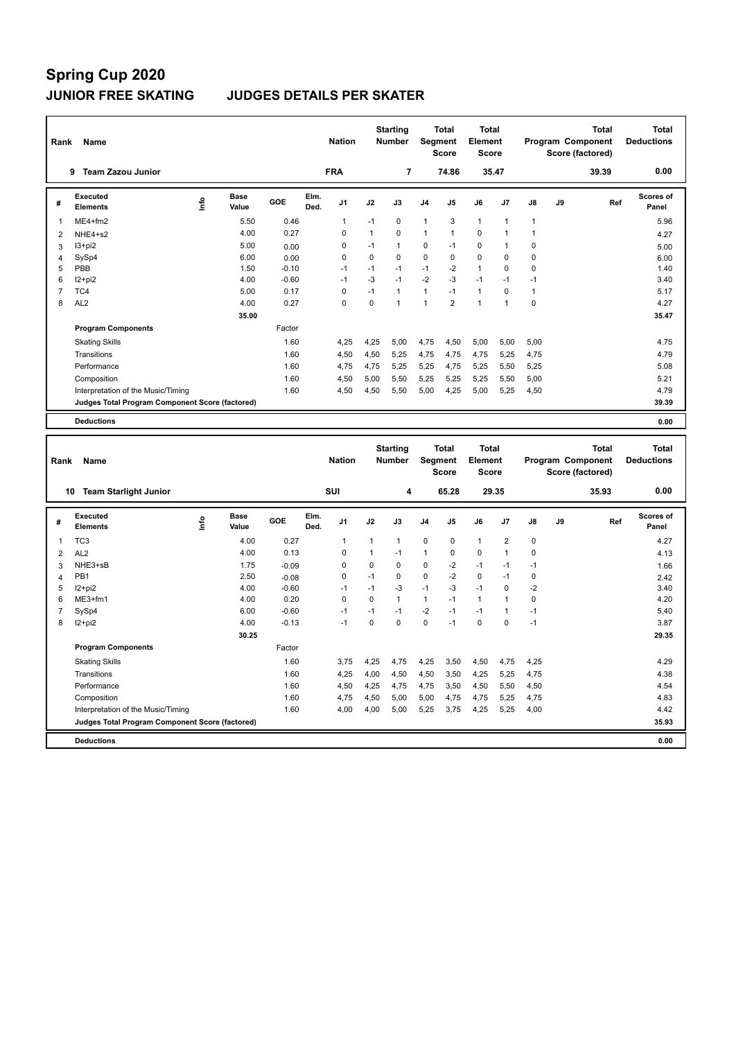# Spring Cup 2020

## JUNIOR FREE SKATING — JUDGES DETAILS PER SKATER

| Rank | Name | Nation | Starting Number | Total Segment Score | Total Element Score | Total Program Component Score (factored) | Total Deductions |
|---|---|---|---|---|---|---|---|
| 9 | Team Zazou Junior | FRA | 7 | 74.86 | 35.47 | 39.39 | 0.00 |

| # | Executed Elements | Info | Base Value | GOE | Elm. Ded. | J1 | J2 | J3 | J4 | J5 | J6 | J7 | J8 | J9 | Ref | Scores of Panel |
|---|---|---|---|---|---|---|---|---|---|---|---|---|---|---|---|---|
| 1 | ME4+fm2 | | 5.50 | 0.46 | | 1 | -1 | 0 | 1 | 3 | 1 | 1 | 1 | | | 5.96 |
| 2 | NHE4+s2 | | 4.00 | 0.27 | | 0 | 1 | 0 | 1 | 1 | 0 | 1 | 1 | | | 4.27 |
| 3 | I3+pi2 | | 5.00 | 0.00 | | 0 | -1 | 1 | 0 | -1 | 0 | 1 | 0 | | | 5.00 |
| 4 | SySp4 | | 6.00 | 0.00 | | 0 | 0 | 0 | 0 | 0 | 0 | 0 | 0 | | | 6.00 |
| 5 | PBB | | 1.50 | -0.10 | | -1 | -1 | -1 | -1 | -2 | 1 | 0 | 0 | | | 1.40 |
| 6 | I2+pi2 | | 4.00 | -0.60 | | -1 | -3 | -1 | -2 | -3 | -1 | -1 | -1 | | | 3.40 |
| 7 | TC4 | | 5.00 | 0.17 | | 0 | -1 | 1 | 1 | -1 | 1 | 0 | 1 | | | 5.17 |
| 8 | AL2 | | 4.00 | 0.27 | | 0 | 0 | 1 | 1 | 2 | 1 | 1 | 0 | | | 4.27 |
| | | | 35.00 | | | | | | | | | | | | | 35.47 |

| Program Components | Factor | J1 | J2 | J3 | J4 | J5 | J6 | J7 | J8 | J9 | Scores of Panel |
|---|---|---|---|---|---|---|---|---|---|---|---|
| Skating Skills | 1.60 | 4,25 | 4,25 | 5,00 | 4,75 | 4,50 | 5,00 | 5,00 | 5,00 | | 4.75 |
| Transitions | 1.60 | 4,50 | 4,50 | 5,25 | 4,75 | 4,75 | 4,75 | 5,25 | 4,75 | | 4.79 |
| Performance | 1.60 | 4,75 | 4,75 | 5,25 | 5,25 | 4,75 | 5,25 | 5,50 | 5,25 | | 5.08 |
| Composition | 1.60 | 4,50 | 5,00 | 5,50 | 5,25 | 5,25 | 5,25 | 5,50 | 5,00 | | 5.21 |
| Interpretation of the Music/Timing | 1.60 | 4,50 | 4,50 | 5,50 | 5,00 | 4,25 | 5,00 | 5,25 | 4,50 | | 4.79 |
| **Judges Total Program Component Score (factored)** | | | | | | | | | | | 39.39 |

| Deductions | 0.00 |
|---|---|

| Rank | Name | Nation | Starting Number | Total Segment Score | Total Element Score | Total Program Component Score (factored) | Total Deductions |
|---|---|---|---|---|---|---|---|
| 10 | Team Starlight Junior | SUI | 4 | 65.28 | 29.35 | 35.93 | 0.00 |

| # | Executed Elements | Info | Base Value | GOE | Elm. Ded. | J1 | J2 | J3 | J4 | J5 | J6 | J7 | J8 | J9 | Ref | Scores of Panel |
|---|---|---|---|---|---|---|---|---|---|---|---|---|---|---|---|---|
| 1 | TC3 | | 4.00 | 0.27 | | 1 | 1 | 1 | 0 | 0 | 1 | 2 | 0 | | | 4.27 |
| 2 | AL2 | | 4.00 | 0.13 | | 0 | 1 | -1 | 1 | 0 | 0 | 1 | 0 | | | 4.13 |
| 3 | NHE3+sB | | 1.75 | -0.09 | | 0 | 0 | 0 | 0 | -2 | -1 | -1 | -1 | | | 1.66 |
| 4 | PB1 | | 2.50 | -0.08 | | 0 | -1 | 0 | 0 | -2 | 0 | -1 | 0 | | | 2.42 |
| 5 | I2+pi2 | | 4.00 | -0.60 | | -1 | -1 | -3 | -1 | -3 | -1 | 0 | -2 | | | 3.40 |
| 6 | ME3+fm1 | | 4.00 | 0.20 | | 0 | 0 | 1 | 1 | -1 | 1 | 1 | 0 | | | 4.20 |
| 7 | SySp4 | | 6.00 | -0.60 | | -1 | -1 | -1 | -2 | -1 | -1 | 1 | -1 | | | 5.40 |
| 8 | I2+pi2 | | 4.00 | -0.13 | | -1 | 0 | 0 | 0 | -1 | 0 | 0 | -1 | | | 3.87 |
| | | | 30.25 | | | | | | | | | | | | | 29.35 |

| Program Components | Factor | J1 | J2 | J3 | J4 | J5 | J6 | J7 | J8 | J9 | Scores of Panel |
|---|---|---|---|---|---|---|---|---|---|---|---|
| Skating Skills | 1.60 | 3,75 | 4,25 | 4,75 | 4,25 | 3,50 | 4,50 | 4,75 | 4,25 | | 4.29 |
| Transitions | 1.60 | 4,25 | 4,00 | 4,50 | 4,50 | 3,50 | 4,25 | 5,25 | 4,75 | | 4.38 |
| Performance | 1.60 | 4,50 | 4,25 | 4,75 | 4,75 | 3,50 | 4,50 | 5,50 | 4,50 | | 4.54 |
| Composition | 1.60 | 4,75 | 4,50 | 5,00 | 5,00 | 4,75 | 4,75 | 5,25 | 4,75 | | 4.83 |
| Interpretation of the Music/Timing | 1.60 | 4,00 | 4,00 | 5,00 | 5,25 | 3,75 | 4,25 | 5,25 | 4,00 | | 4.42 |
| **Judges Total Program Component Score (factored)** | | | | | | | | | | | 35.93 |

| Deductions | 0.00 |
|---|---|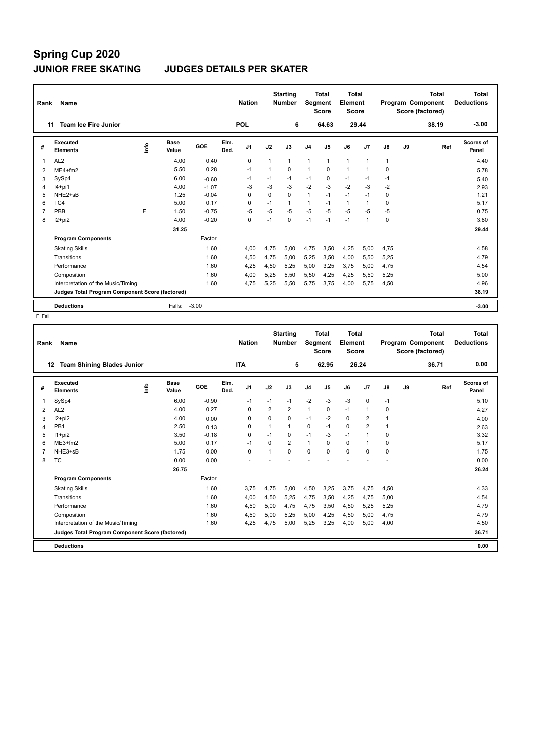# Spring Cup 2020

## JUNIOR FREE SKATING — JUDGES DETAILS PER SKATER

| Rank | Name | Nation | Starting Number | Total Segment Score | Total Element Score | Total Program Component Score (factored) | Total Deductions |
|---|---|---|---|---|---|---|---|
| 11 | Team Ice Fire Junior | POL | 6 | 64.63 | 29.44 | 38.19 | -3.00 |

| # | Executed Elements | Info | Base Value | GOE | Elm. Ded. | J1 | J2 | J3 | J4 | J5 | J6 | J7 | J8 | J9 | Ref | Scores of Panel |
|---|---|---|---|---|---|---|---|---|---|---|---|---|---|---|---|---|
| 1 | AL2 | | 4.00 | 0.40 | | 0 | 1 | 1 | 1 | 1 | 1 | 1 | 1 | | | 4.40 |
| 2 | ME4+fm2 | | 5.50 | 0.28 | | -1 | 1 | 0 | 1 | 0 | 1 | 1 | 0 | | | 5.78 |
| 3 | SySp4 | | 6.00 | -0.60 | | -1 | -1 | -1 | -1 | 0 | -1 | -1 | -1 | | | 5.40 |
| 4 | I4+pi1 | | 4.00 | -1.07 | | -3 | -3 | -3 | -2 | -3 | -2 | -3 | -2 | | | 2.93 |
| 5 | NHE2+sB | | 1.25 | -0.04 | | 0 | 0 | 0 | 1 | -1 | -1 | -1 | 0 | | | 1.21 |
| 6 | TC4 | | 5.00 | 0.17 | | 0 | -1 | 1 | 1 | -1 | 1 | 1 | 0 | | | 5.17 |
| 7 | PBB | F | 1.50 | -0.75 | | -5 | -5 | -5 | -5 | -5 | -5 | -5 | -5 | | | 0.75 |
| 8 | I2+pi2 | | 4.00 | -0.20 | | 0 | -1 | 0 | -1 | -1 | -1 | 1 | 0 | | | 3.80 |
| | | | 31.25 | | | | | | | | | | | | | 29.44 |
| | **Program Components** | | | Factor | | | | | | | | | | | | |
| | Skating Skills | | | 1.60 | | 4,00 | 4,75 | 5,00 | 4,75 | 3,50 | 4,25 | 5,00 | 4,75 | | | 4.58 |
| | Transitions | | | 1.60 | | 4,50 | 4,75 | 5,00 | 5,25 | 3,50 | 4,00 | 5,50 | 5,25 | | | 4.79 |
| | Performance | | | 1.60 | | 4,25 | 4,50 | 5,25 | 5,00 | 3,25 | 3,75 | 5,00 | 4,75 | | | 4.54 |
| | Composition | | | 1.60 | | 4,00 | 5,25 | 5,50 | 5,50 | 4,25 | 4,25 | 5,50 | 5,25 | | | 5.00 |
| | Interpretation of the Music/Timing | | | 1.60 | | 4,75 | 5,25 | 5,50 | 5,75 | 3,75 | 4,00 | 5,75 | 4,50 | | | 4.96 |
| | **Judges Total Program Component Score (factored)** | | | | | | | | | | | | | | | 38.19 |
| | **Deductions** | | Falls: | -3.00 | | | | | | | | | | | | -3.00 |

F Fall

| Rank | Name | Nation | Starting Number | Total Segment Score | Total Element Score | Total Program Component Score (factored) | Total Deductions |
|---|---|---|---|---|---|---|---|
| 12 | Team Shining Blades Junior | ITA | 5 | 62.95 | 26.24 | 36.71 | 0.00 |

| # | Executed Elements | Info | Base Value | GOE | Elm. Ded. | J1 | J2 | J3 | J4 | J5 | J6 | J7 | J8 | J9 | Ref | Scores of Panel |
|---|---|---|---|---|---|---|---|---|---|---|---|---|---|---|---|---|
| 1 | SySp4 | | 6.00 | -0.90 | | -1 | -1 | -1 | -2 | -3 | -3 | 0 | -1 | | | 5.10 |
| 2 | AL2 | | 4.00 | 0.27 | | 0 | 2 | 2 | 1 | 0 | -1 | 1 | 0 | | | 4.27 |
| 3 | I2+pi2 | | 4.00 | 0.00 | | 0 | 0 | 0 | -1 | -2 | 0 | 2 | 1 | | | 4.00 |
| 4 | PB1 | | 2.50 | 0.13 | | 0 | 1 | 1 | 0 | -1 | 0 | 2 | 1 | | | 2.63 |
| 5 | I1+pi2 | | 3.50 | -0.18 | | 0 | -1 | 0 | -1 | -3 | -1 | 1 | 0 | | | 3.32 |
| 6 | ME3+fm2 | | 5.00 | 0.17 | | -1 | 0 | 2 | 1 | 0 | 0 | 1 | 0 | | | 5.17 |
| 7 | NHE3+sB | | 1.75 | 0.00 | | 0 | 1 | 0 | 0 | 0 | 0 | 0 | 0 | | | 1.75 |
| 8 | TC | | 0.00 | 0.00 | | - | - | - | - | - | - | - | - | | | 0.00 |
| | | | 26.75 | | | | | | | | | | | | | 26.24 |
| | **Program Components** | | | Factor | | | | | | | | | | | | |
| | Skating Skills | | | 1.60 | | 3,75 | 4,75 | 5,00 | 4,50 | 3,25 | 3,75 | 4,75 | 4,50 | | | 4.33 |
| | Transitions | | | 1.60 | | 4,00 | 4,50 | 5,25 | 4,75 | 3,50 | 4,25 | 4,75 | 5,00 | | | 4.54 |
| | Performance | | | 1.60 | | 4,50 | 5,00 | 4,75 | 4,75 | 3,50 | 4,50 | 5,25 | 5,25 | | | 4.79 |
| | Composition | | | 1.60 | | 4,50 | 5,00 | 5,25 | 5,00 | 4,25 | 4,50 | 5,00 | 4,75 | | | 4.79 |
| | Interpretation of the Music/Timing | | | 1.60 | | 4,25 | 4,75 | 5,00 | 5,25 | 3,25 | 4,00 | 5,00 | 4,00 | | | 4.50 |
| | **Judges Total Program Component Score (factored)** | | | | | | | | | | | | | | | 36.71 |
| | **Deductions** | | | | | | | | | | | | | | | 0.00 |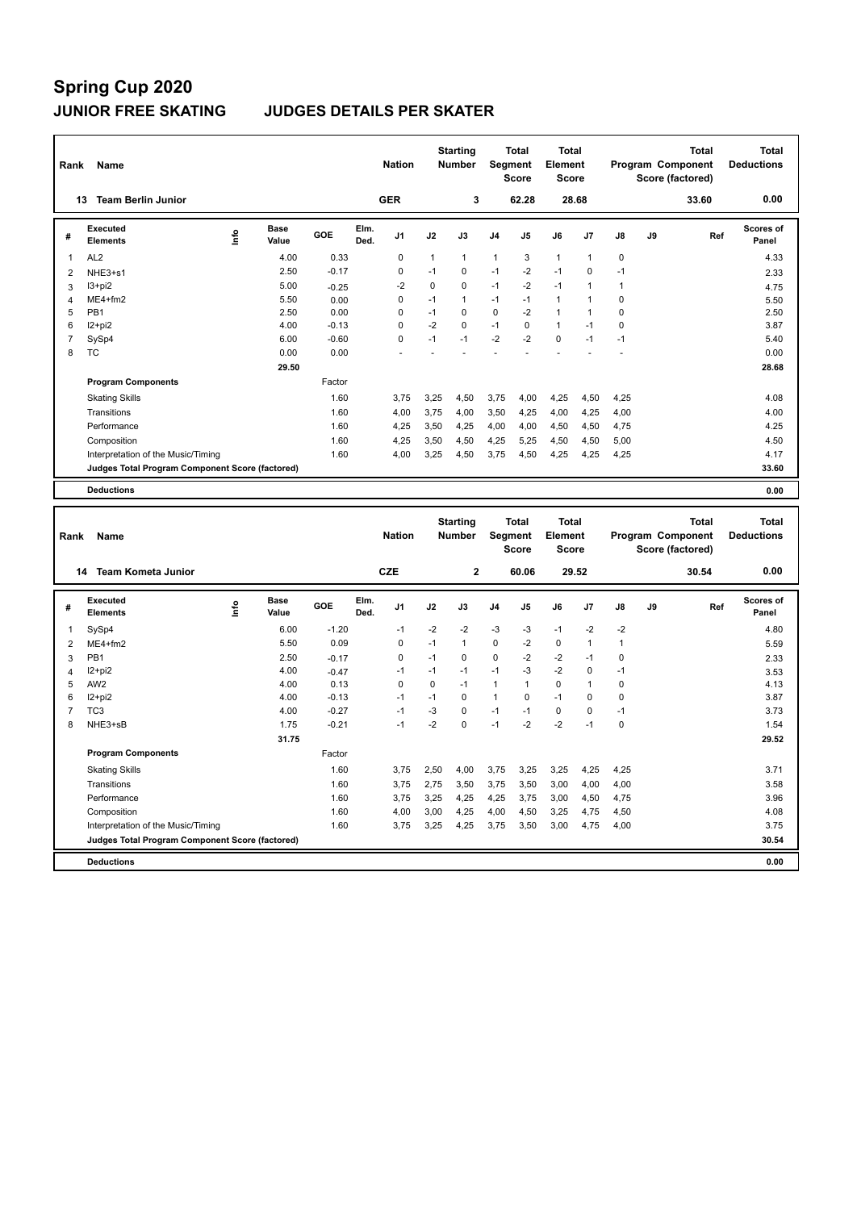# Spring Cup 2020

## JUNIOR FREE SKATING JUDGES DETAILS PER SKATER

| Rank | Name | Nation | Starting Number | Total Segment Score | Total Element Score | Total Program Component Score (factored) | Total Deductions |
|---|---|---|---|---|---|---|---|
| 13 | Team Berlin Junior | GER | 3 | 62.28 | 28.68 | 33.60 | 0.00 |

| # | Executed Elements | Info | Base Value | GOE | Elm. Ded. | J1 | J2 | J3 | J4 | J5 | J6 | J7 | J8 | J9 | Ref | Scores of Panel |
|---|---|---|---|---|---|---|---|---|---|---|---|---|---|---|---|---|
| 1 | AL2 | | 4.00 | 0.33 | | 0 | 1 | 1 | 1 | 3 | 1 | 1 | 0 | | | 4.33 |
| 2 | NHE3+s1 | | 2.50 | -0.17 | | 0 | -1 | 0 | -1 | -2 | -1 | 0 | -1 | | | 2.33 |
| 3 | I3+pi2 | | 5.00 | -0.25 | | -2 | 0 | 0 | -1 | -2 | -1 | 1 | 1 | | | 4.75 |
| 4 | ME4+fm2 | | 5.50 | 0.00 | | 0 | -1 | 1 | -1 | -1 | 1 | 1 | 0 | | | 5.50 |
| 5 | PB1 | | 2.50 | 0.00 | | 0 | -1 | 0 | 0 | -2 | 1 | 1 | 0 | | | 2.50 |
| 6 | I2+pi2 | | 4.00 | -0.13 | | 0 | -2 | 0 | -1 | 0 | 1 | -1 | 0 | | | 3.87 |
| 7 | SySp4 | | 6.00 | -0.60 | | 0 | -1 | -1 | -2 | -2 | 0 | -1 | -1 | | | 5.40 |
| 8 | TC | | 0.00 | 0.00 | | - | - | - | - | - | - | - | - | | | 0.00 |
| | | | 29.50 | | | | | | | | | | | | | 28.68 |

| Program Components | Factor | J1 | J2 | J3 | J4 | J5 | J6 | J7 | J8 | J9 | Scores of Panel |
|---|---|---|---|---|---|---|---|---|---|---|---|
| Skating Skills | 1.60 | 3,75 | 3,25 | 4,50 | 3,75 | 4,00 | 4,25 | 4,50 | 4,25 | | 4.08 |
| Transitions | 1.60 | 4,00 | 3,75 | 4,00 | 3,50 | 4,25 | 4,00 | 4,25 | 4,00 | | 4.00 |
| Performance | 1.60 | 4,25 | 3,50 | 4,25 | 4,00 | 4,00 | 4,50 | 4,50 | 4,75 | | 4.25 |
| Composition | 1.60 | 4,25 | 3,50 | 4,50 | 4,25 | 5,25 | 4,50 | 4,50 | 5,00 | | 4.50 |
| Interpretation of the Music/Timing | 1.60 | 4,00 | 3,25 | 4,50 | 3,75 | 4,50 | 4,25 | 4,25 | 4,25 | | 4.17 |
| Judges Total Program Component Score (factored) | | | | | | | | | | | 33.60 |

| Deductions | 0.00 |
|---|---|

| Rank | Name | Nation | Starting Number | Total Segment Score | Total Element Score | Total Program Component Score (factored) | Total Deductions |
|---|---|---|---|---|---|---|---|
| 14 | Team Kometa Junior | CZE | 2 | 60.06 | 29.52 | 30.54 | 0.00 |

| # | Executed Elements | Info | Base Value | GOE | Elm. Ded. | J1 | J2 | J3 | J4 | J5 | J6 | J7 | J8 | J9 | Ref | Scores of Panel |
|---|---|---|---|---|---|---|---|---|---|---|---|---|---|---|---|---|
| 1 | SySp4 | | 6.00 | -1.20 | | -1 | -2 | -2 | -3 | -3 | -1 | -2 | -2 | | | 4.80 |
| 2 | ME4+fm2 | | 5.50 | 0.09 | | 0 | -1 | 1 | 0 | -2 | 0 | 1 | 1 | | | 5.59 |
| 3 | PB1 | | 2.50 | -0.17 | | 0 | -1 | 0 | 0 | -2 | -2 | -1 | 0 | | | 2.33 |
| 4 | I2+pi2 | | 4.00 | -0.47 | | -1 | -1 | -1 | -1 | -3 | -2 | 0 | -1 | | | 3.53 |
| 5 | AW2 | | 4.00 | 0.13 | | 0 | 0 | -1 | 1 | 1 | 0 | 1 | 0 | | | 4.13 |
| 6 | I2+pi2 | | 4.00 | -0.13 | | -1 | -1 | 0 | 1 | 0 | -1 | 0 | 0 | | | 3.87 |
| 7 | TC3 | | 4.00 | -0.27 | | -1 | -3 | 0 | -1 | -1 | 0 | 0 | -1 | | | 3.73 |
| 8 | NHE3+sB | | 1.75 | -0.21 | | -1 | -2 | 0 | -1 | -2 | -2 | -1 | 0 | | | 1.54 |
| | | | 31.75 | | | | | | | | | | | | | 29.52 |

| Program Components | Factor | J1 | J2 | J3 | J4 | J5 | J6 | J7 | J8 | J9 | Scores of Panel |
|---|---|---|---|---|---|---|---|---|---|---|---|
| Skating Skills | 1.60 | 3,75 | 2,50 | 4,00 | 3,75 | 3,25 | 3,25 | 4,25 | 4,25 | | 3.71 |
| Transitions | 1.60 | 3,75 | 2,75 | 3,50 | 3,75 | 3,50 | 3,00 | 4,00 | 4,00 | | 3.58 |
| Performance | 1.60 | 3,75 | 3,25 | 4,25 | 4,25 | 3,75 | 3,00 | 4,50 | 4,75 | | 3.96 |
| Composition | 1.60 | 4,00 | 3,00 | 4,25 | 4,00 | 4,50 | 3,25 | 4,75 | 4,50 | | 4.08 |
| Interpretation of the Music/Timing | 1.60 | 3,75 | 3,25 | 4,25 | 3,75 | 3,50 | 3,00 | 4,75 | 4,00 | | 3.75 |
| Judges Total Program Component Score (factored) | | | | | | | | | | | 30.54 |

| Deductions | 0.00 |
|---|---|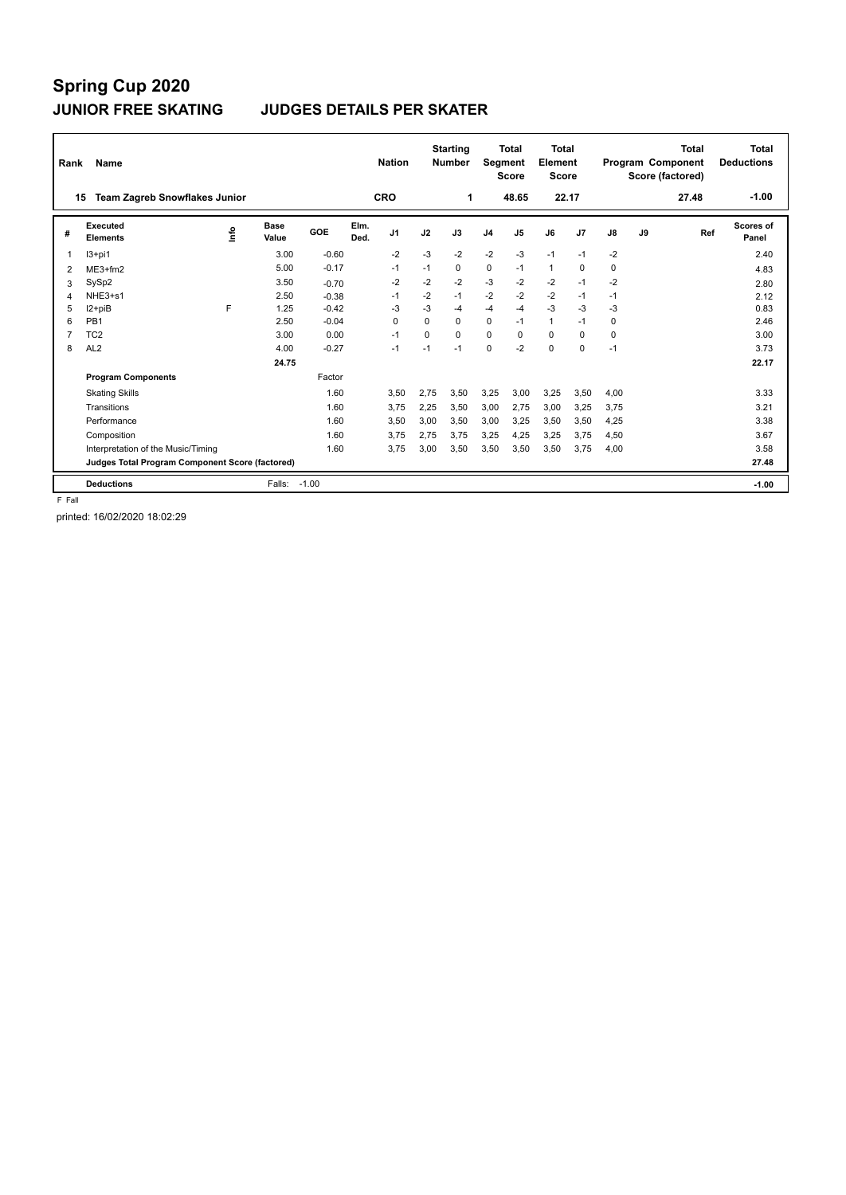# Spring Cup 2020

## JUNIOR FREE SKATING JUDGES DETAILS PER SKATER

| Rank | Name | Nation | Starting Number | Total Segment Score | Total Element Score | Total Program Component Score (factored) | Total Deductions |
|---|---|---|---|---|---|---|---|
| 15 | Team Zagreb Snowflakes Junior | CRO | 1 | 48.65 | 22.17 | 27.48 | -1.00 |

| # | Executed Elements | Info | Base Value | GOE | Elm. Ded. | J1 | J2 | J3 | J4 | J5 | J6 | J7 | J8 | J9 | Ref | Scores of Panel |
|---|---|---|---|---|---|---|---|---|---|---|---|---|---|---|---|---|
| 1 | I3+pi1 | | 3.00 | -0.60 | | -2 | -3 | -2 | -2 | -3 | -1 | -1 | -2 | | | 2.40 |
| 2 | ME3+fm2 | | 5.00 | -0.17 | | -1 | -1 | 0 | 0 | -1 | 1 | 0 | 0 | | | 4.83 |
| 3 | SySp2 | | 3.50 | -0.70 | | -2 | -2 | -2 | -3 | -2 | -2 | -1 | -2 | | | 2.80 |
| 4 | NHE3+s1 | | 2.50 | -0.38 | | -1 | -2 | -1 | -2 | -2 | -2 | -1 | -1 | | | 2.12 |
| 5 | I2+piB | F | 1.25 | -0.42 | | -3 | -3 | -4 | -4 | -4 | -3 | -3 | -3 | | | 0.83 |
| 6 | PB1 | | 2.50 | -0.04 | | 0 | 0 | 0 | 0 | -1 | 1 | -1 | 0 | | | 2.46 |
| 7 | TC2 | | 3.00 | 0.00 | | -1 | 0 | 0 | 0 | 0 | 0 | 0 | 0 | | | 3.00 |
| 8 | AL2 | | 4.00 | -0.27 | | -1 | -1 | -1 | 0 | -2 | 0 | 0 | -1 | | | 3.73 |
| | | | 24.75 | | | | | | | | | | | | | 22.17 |
| | **Program Components** | | | Factor | | | | | | | | | | | | |
| | Skating Skills | | | 1.60 | | 3,50 | 2,75 | 3,50 | 3,25 | 3,00 | 3,25 | 3,50 | 4,00 | | | 3.33 |
| | Transitions | | | 1.60 | | 3,75 | 2,25 | 3,50 | 3,00 | 2,75 | 3,00 | 3,25 | 3,75 | | | 3.21 |
| | Performance | | | 1.60 | | 3,50 | 3,00 | 3,50 | 3,00 | 3,25 | 3,50 | 3,50 | 4,25 | | | 3.38 |
| | Composition | | | 1.60 | | 3,75 | 2,75 | 3,75 | 3,25 | 4,25 | 3,25 | 3,75 | 4,50 | | | 3.67 |
| | Interpretation of the Music/Timing | | | 1.60 | | 3,75 | 3,00 | 3,50 | 3,50 | 3,50 | 3,50 | 3,75 | 4,00 | | | 3.58 |
| | **Judges Total Program Component Score (factored)** | | | | | | | | | | | | | | | 27.48 |
| | **Deductions** | | Falls: | -1.00 | | | | | | | | | | | | -1.00 |

F Fall

printed: 16/02/2020 18:02:29